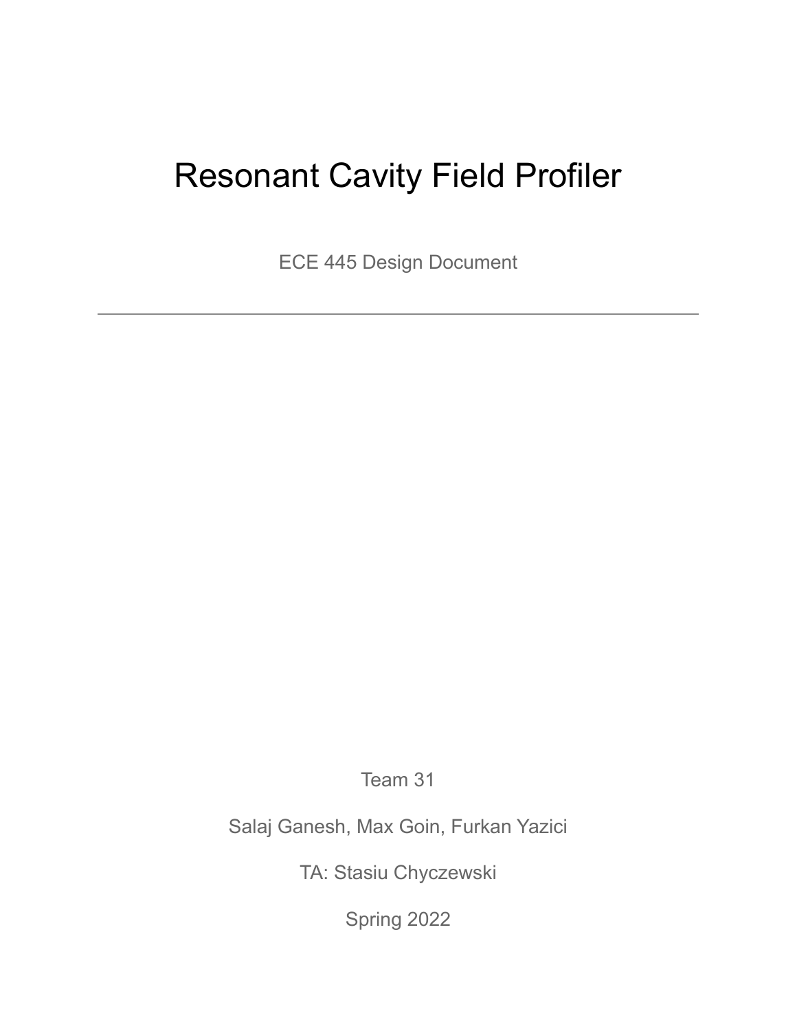# Resonant Cavity Field Profiler

ECE 445 Design Document

---

Team 31

Salaj Ganesh, Max Goin, Furkan Yazici

TA: Stasiu Chyczewski

Spring 2022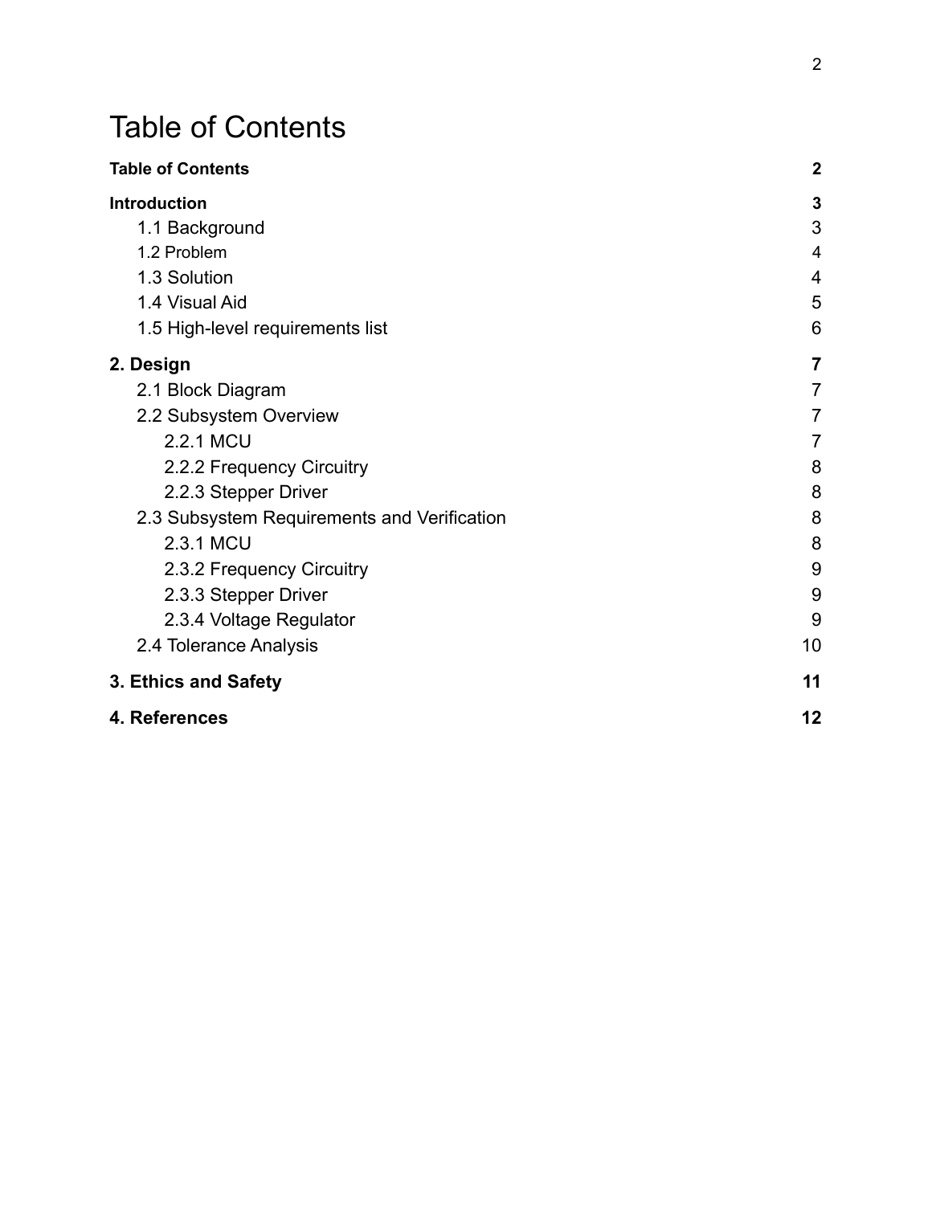# Table of Contents

| | |
|---|---|
| **Table of Contents** | **2** |
| **Introduction** | **3** |
| 1.1 Background | 3 |
| 1.2 Problem | 4 |
| 1.3 Solution | 4 |
| 1.4 Visual Aid | 5 |
| 1.5 High-level requirements list | 6 |
| **2. Design** | **7** |
| 2.1 Block Diagram | 7 |
| 2.2 Subsystem Overview | 7 |
| 2.2.1 MCU | 7 |
| 2.2.2 Frequency Circuitry | 8 |
| 2.2.3 Stepper Driver | 8 |
| 2.3 Subsystem Requirements and Verification | 8 |
| 2.3.1 MCU | 8 |
| 2.3.2 Frequency Circuitry | 9 |
| 2.3.3 Stepper Driver | 9 |
| 2.3.4 Voltage Regulator | 9 |
| 2.4 Tolerance Analysis | 10 |
| **3. Ethics and Safety** | **11** |
| **4. References** | **12** |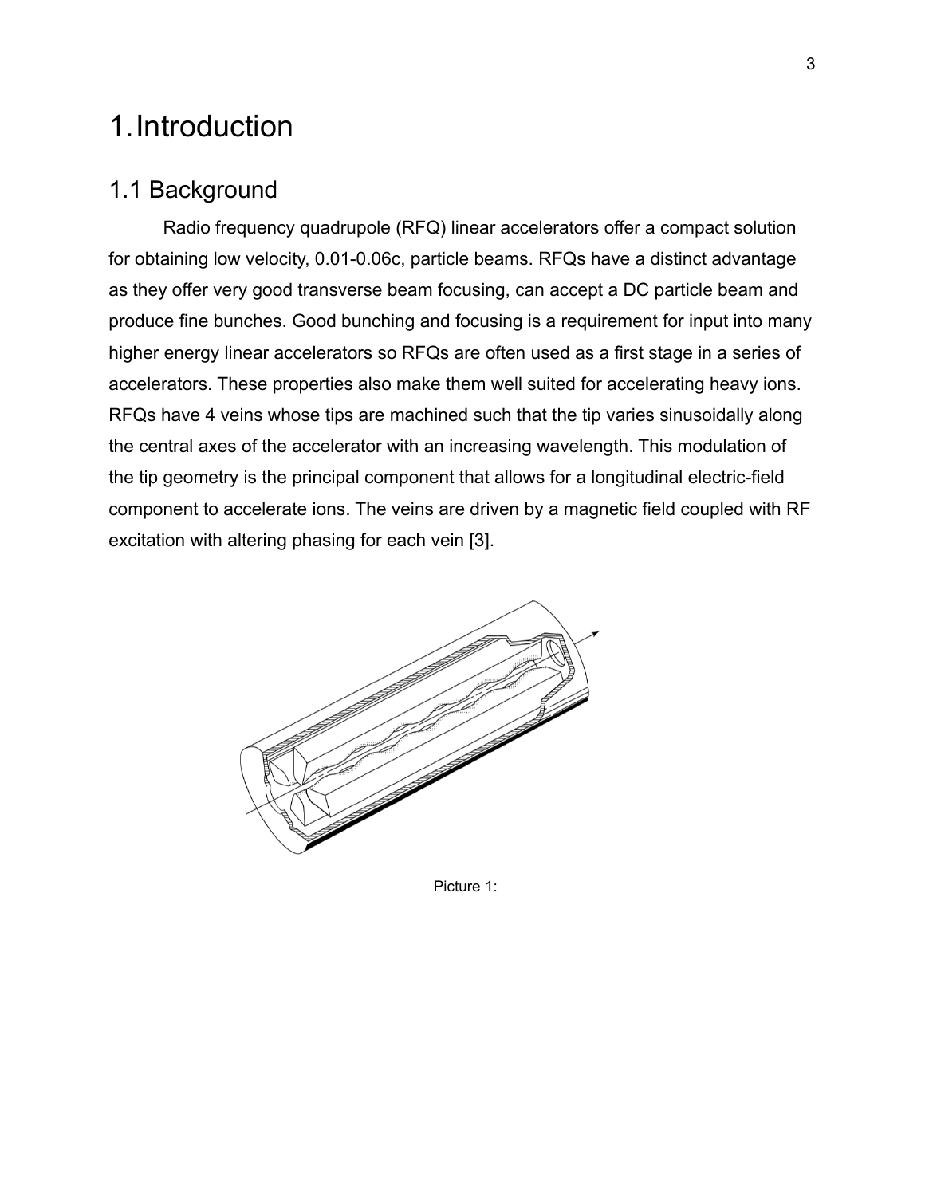# 1. Introduction

## 1.1 Background

Radio frequency quadrupole (RFQ) linear accelerators offer a compact solution for obtaining low velocity, 0.01-0.06c, particle beams. RFQs have a distinct advantage as they offer very good transverse beam focusing, can accept a DC particle beam and produce fine bunches. Good bunching and focusing is a requirement for input into many higher energy linear accelerators so RFQs are often used as a first stage in a series of accelerators. These properties also make them well suited for accelerating heavy ions. RFQs have 4 veins whose tips are machined such that the tip varies sinusoidally along the central axes of the accelerator with an increasing wavelength. This modulation of the tip geometry is the principal component that allows for a longitudinal electric-field component to accelerate ions. The veins are driven by a magnetic field coupled with RF excitation with altering phasing for each vein [3].

Picture 1: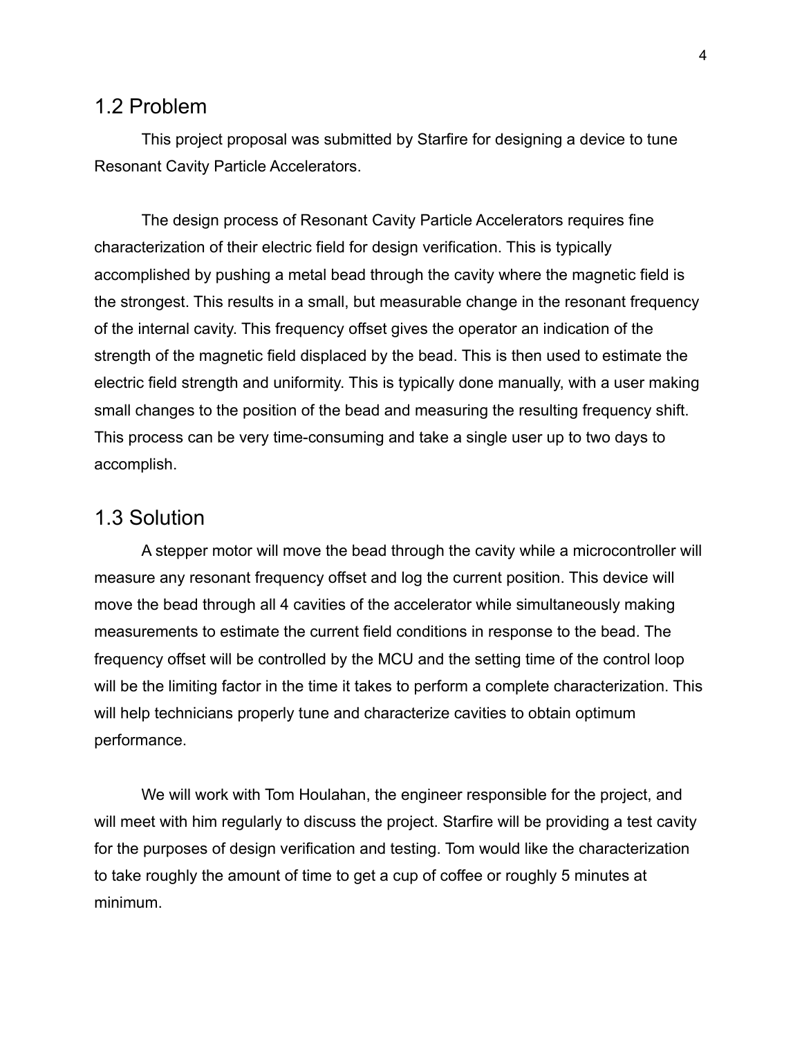## 1.2 Problem

This project proposal was submitted by Starfire for designing a device to tune Resonant Cavity Particle Accelerators.

The design process of Resonant Cavity Particle Accelerators requires fine characterization of their electric field for design verification. This is typically accomplished by pushing a metal bead through the cavity where the magnetic field is the strongest. This results in a small, but measurable change in the resonant frequency of the internal cavity. This frequency offset gives the operator an indication of the strength of the magnetic field displaced by the bead. This is then used to estimate the electric field strength and uniformity. This is typically done manually, with a user making small changes to the position of the bead and measuring the resulting frequency shift. This process can be very time-consuming and take a single user up to two days to accomplish.

## 1.3 Solution

A stepper motor will move the bead through the cavity while a microcontroller will measure any resonant frequency offset and log the current position. This device will move the bead through all 4 cavities of the accelerator while simultaneously making measurements to estimate the current field conditions in response to the bead. The frequency offset will be controlled by the MCU and the setting time of the control loop will be the limiting factor in the time it takes to perform a complete characterization. This will help technicians properly tune and characterize cavities to obtain optimum performance.

We will work with Tom Houlahan, the engineer responsible for the project, and will meet with him regularly to discuss the project. Starfire will be providing a test cavity for the purposes of design verification and testing. Tom would like the characterization to take roughly the amount of time to get a cup of coffee or roughly 5 minutes at minimum.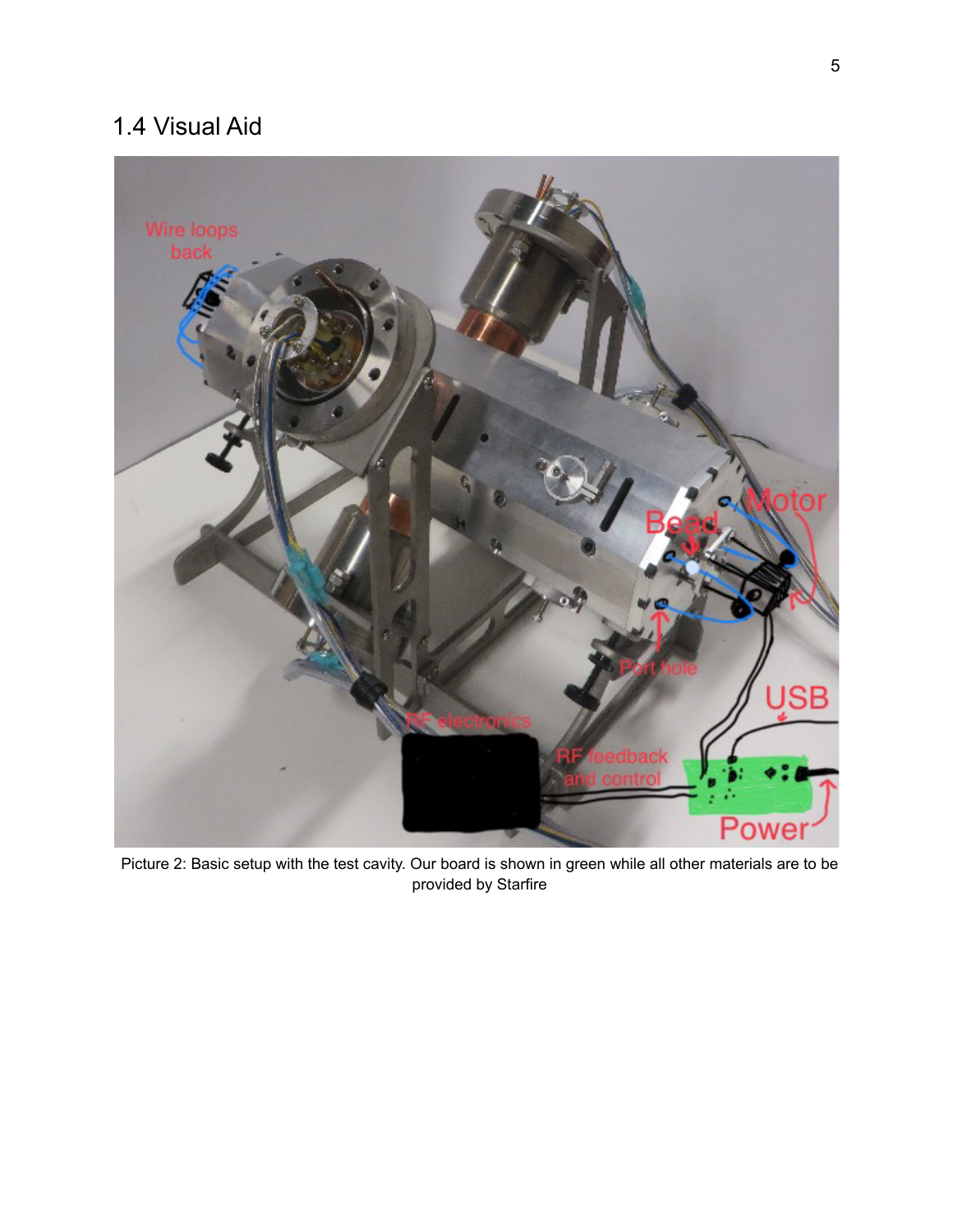## 1.4 Visual Aid

Picture 2: Basic setup with the test cavity. Our board is shown in green while all other materials are to be provided by Starfire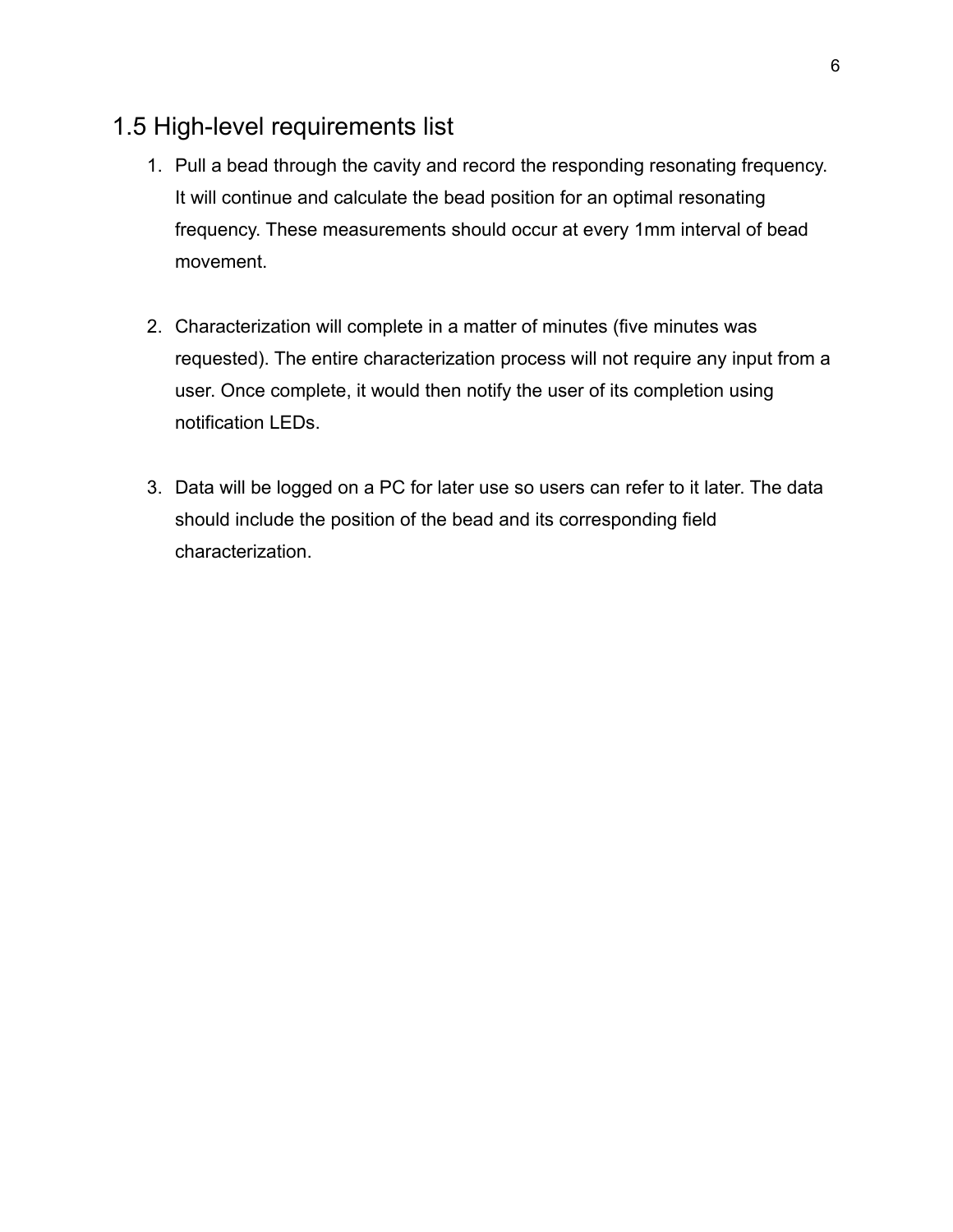## 1.5 High-level requirements list

1. Pull a bead through the cavity and record the responding resonating frequency. It will continue and calculate the bead position for an optimal resonating frequency. These measurements should occur at every 1mm interval of bead movement.

2. Characterization will complete in a matter of minutes (five minutes was requested). The entire characterization process will not require any input from a user. Once complete, it would then notify the user of its completion using notification LEDs.

3. Data will be logged on a PC for later use so users can refer to it later. The data should include the position of the bead and its corresponding field characterization.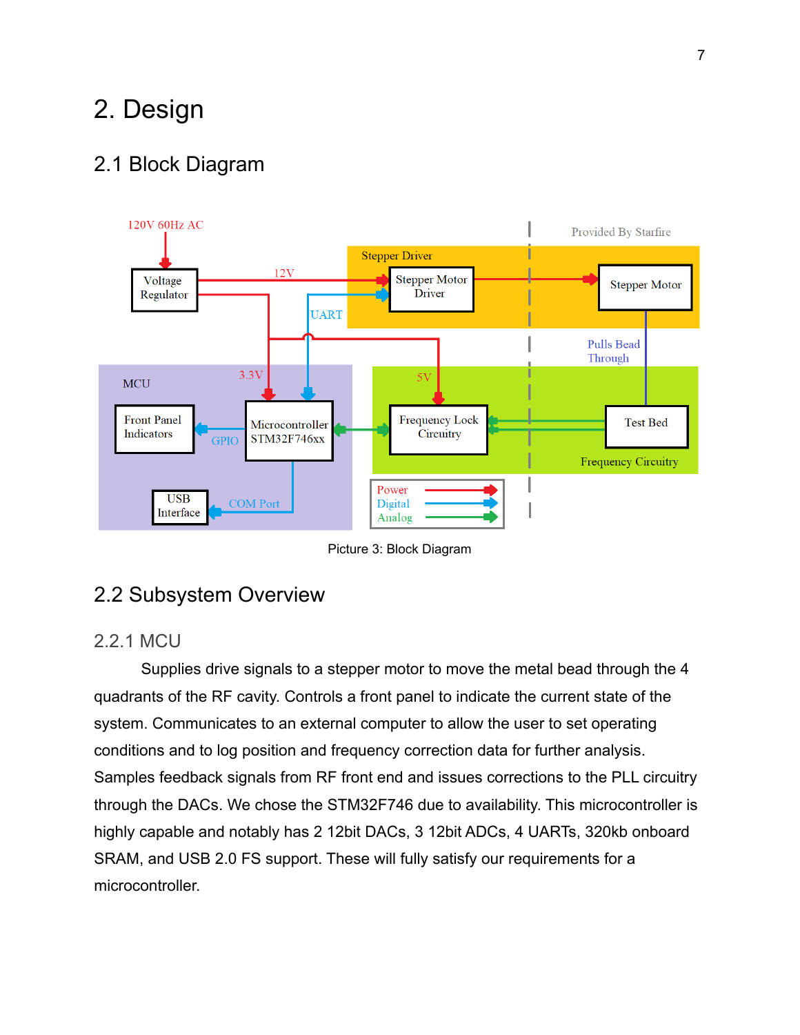# 2. Design

## 2.1 Block Diagram

Picture 3: Block Diagram

## 2.2 Subsystem Overview

### 2.2.1 MCU

Supplies drive signals to a stepper motor to move the metal bead through the 4 quadrants of the RF cavity. Controls a front panel to indicate the current state of the system. Communicates to an external computer to allow the user to set operating conditions and to log position and frequency correction data for further analysis. Samples feedback signals from RF front end and issues corrections to the PLL circuitry through the DACs. We chose the STM32F746 due to availability. This microcontroller is highly capable and notably has 2 12bit DACs, 3 12bit ADCs, 4 UARTs, 320kb onboard SRAM, and USB 2.0 FS support. These will fully satisfy our requirements for a microcontroller.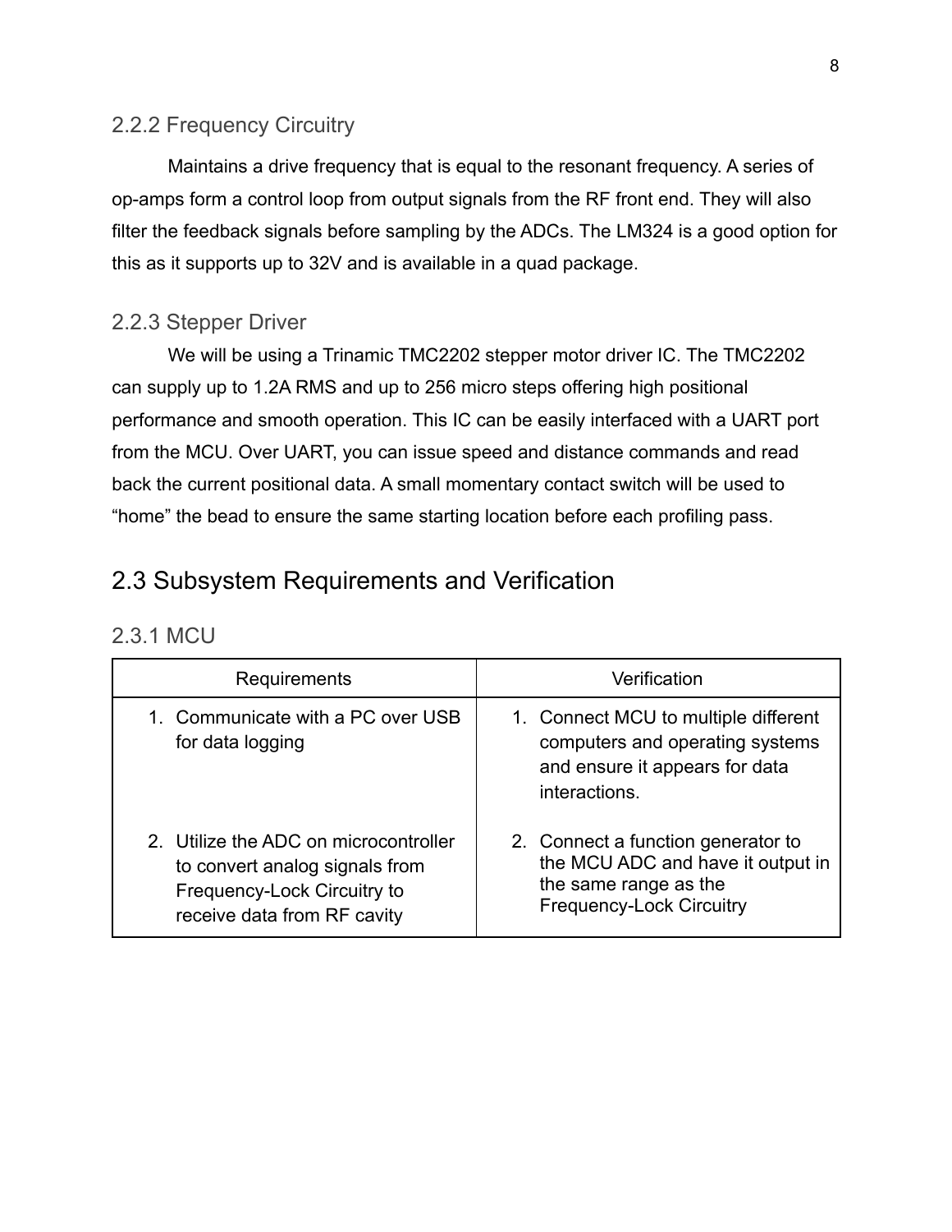### 2.2.2 Frequency Circuitry

Maintains a drive frequency that is equal to the resonant frequency. A series of op-amps form a control loop from output signals from the RF front end. They will also filter the feedback signals before sampling by the ADCs. The LM324 is a good option for this as it supports up to 32V and is available in a quad package.

### 2.2.3 Stepper Driver

We will be using a Trinamic TMC2202 stepper motor driver IC. The TMC2202 can supply up to 1.2A RMS and up to 256 micro steps offering high positional performance and smooth operation. This IC can be easily interfaced with a UART port from the MCU. Over UART, you can issue speed and distance commands and read back the current positional data. A small momentary contact switch will be used to “home” the bead to ensure the same starting location before each profiling pass.

## 2.3 Subsystem Requirements and Verification

### 2.3.1 MCU

| Requirements | Verification |
| --- | --- |
| 1. Communicate with a PC over USB for data logging | 1. Connect MCU to multiple different computers and operating systems and ensure it appears for data interactions. |
| 2. Utilize the ADC on microcontroller to convert analog signals from Frequency-Lock Circuitry to receive data from RF cavity | 2. Connect a function generator to the MCU ADC and have it output in the same range as the Frequency-Lock Circuitry |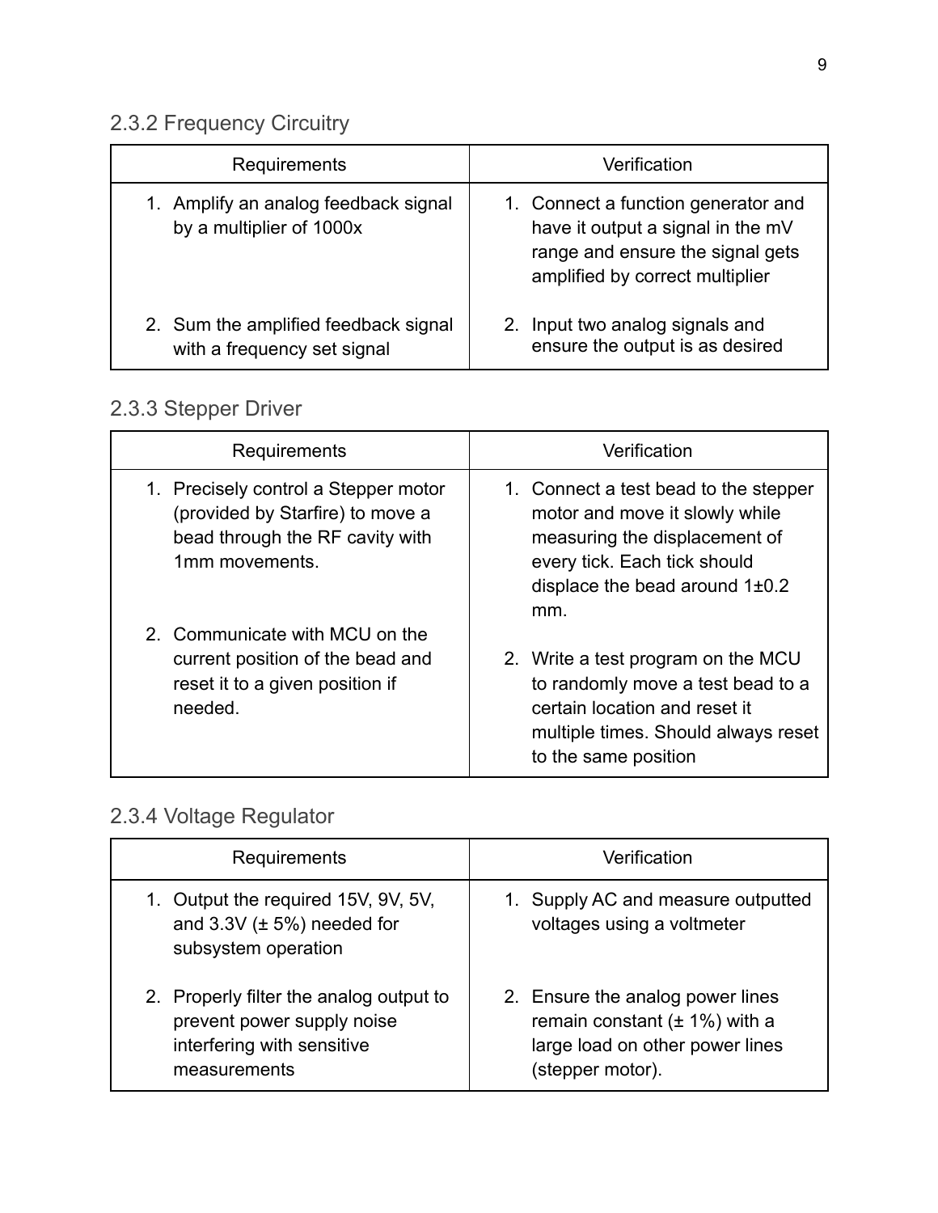### 2.3.2 Frequency Circuitry

| Requirements | Verification |
|---|---|
| 1. Amplify an analog feedback signal by a multiplier of 1000x | 1. Connect a function generator and have it output a signal in the mV range and ensure the signal gets amplified by correct multiplier |
| 2. Sum the amplified feedback signal with a frequency set signal | 2. Input two analog signals and ensure the output is as desired |

### 2.3.3 Stepper Driver

| Requirements | Verification |
|---|---|
| 1. Precisely control a Stepper motor (provided by Starfire) to move a bead through the RF cavity with 1mm movements. | 1. Connect a test bead to the stepper motor and move it slowly while measuring the displacement of every tick. Each tick should displace the bead around 1±0.2 mm. |
| 2. Communicate with MCU on the current position of the bead and reset it to a given position if needed. | 2. Write a test program on the MCU to randomly move a test bead to a certain location and reset it multiple times. Should always reset to the same position |

### 2.3.4 Voltage Regulator

| Requirements | Verification |
|---|---|
| 1. Output the required 15V, 9V, 5V, and 3.3V (± 5%) needed for subsystem operation | 1. Supply AC and measure outputted voltages using a voltmeter |
| 2. Properly filter the analog output to prevent power supply noise interfering with sensitive measurements | 2. Ensure the analog power lines remain constant (± 1%) with a large load on other power lines (stepper motor). |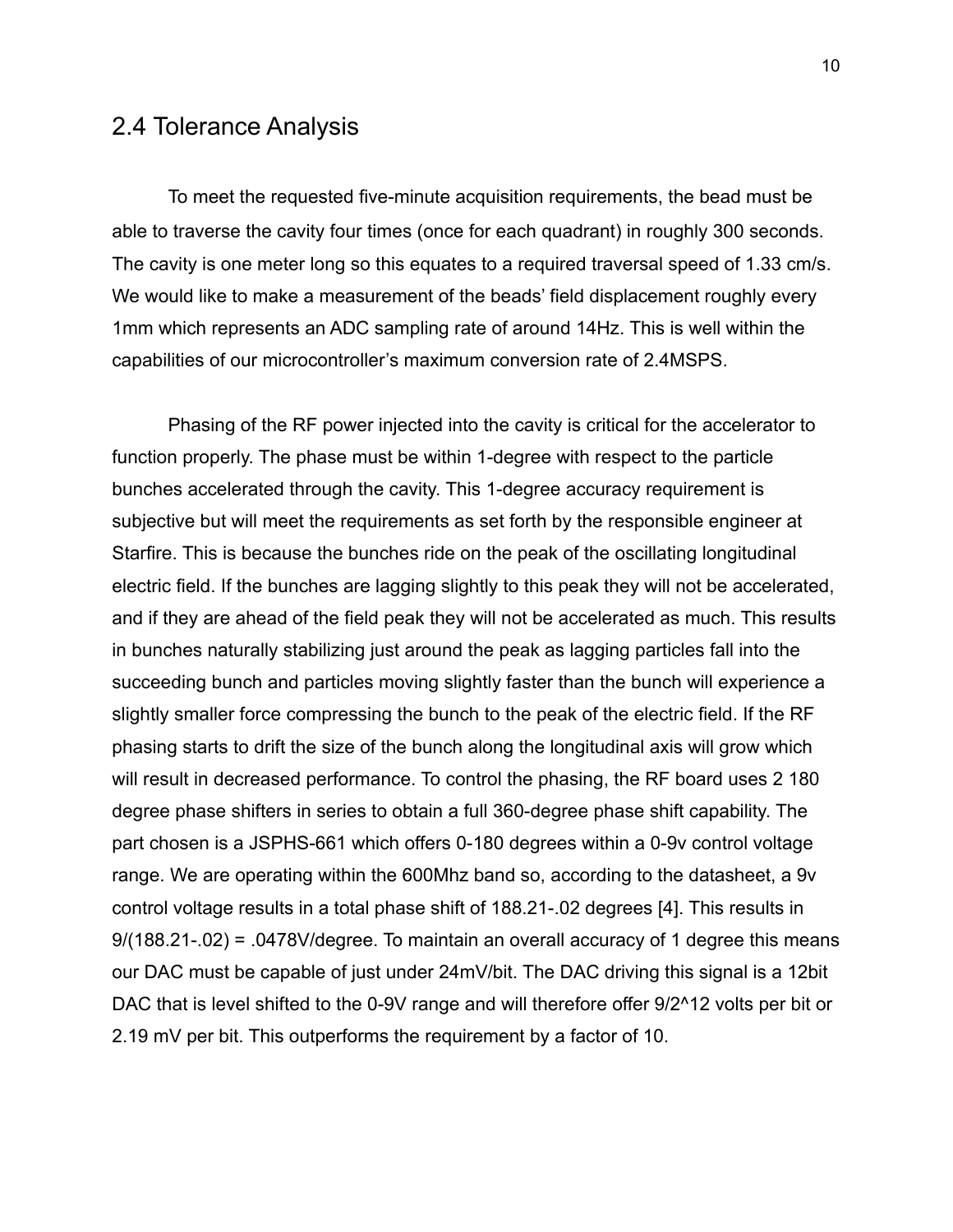## 2.4 Tolerance Analysis

To meet the requested five-minute acquisition requirements, the bead must be able to traverse the cavity four times (once for each quadrant) in roughly 300 seconds. The cavity is one meter long so this equates to a required traversal speed of 1.33 cm/s. We would like to make a measurement of the beads' field displacement roughly every 1mm which represents an ADC sampling rate of around 14Hz. This is well within the capabilities of our microcontroller's maximum conversion rate of 2.4MSPS.

Phasing of the RF power injected into the cavity is critical for the accelerator to function properly. The phase must be within 1-degree with respect to the particle bunches accelerated through the cavity. This 1-degree accuracy requirement is subjective but will meet the requirements as set forth by the responsible engineer at Starfire. This is because the bunches ride on the peak of the oscillating longitudinal electric field. If the bunches are lagging slightly to this peak they will not be accelerated, and if they are ahead of the field peak they will not be accelerated as much. This results in bunches naturally stabilizing just around the peak as lagging particles fall into the succeeding bunch and particles moving slightly faster than the bunch will experience a slightly smaller force compressing the bunch to the peak of the electric field. If the RF phasing starts to drift the size of the bunch along the longitudinal axis will grow which will result in decreased performance. To control the phasing, the RF board uses 2 180 degree phase shifters in series to obtain a full 360-degree phase shift capability. The part chosen is a JSPHS-661 which offers 0-180 degrees within a 0-9v control voltage range. We are operating within the 600Mhz band so, according to the datasheet, a 9v control voltage results in a total phase shift of 188.21-.02 degrees [4]. This results in 9/(188.21-.02) = .0478V/degree. To maintain an overall accuracy of 1 degree this means our DAC must be capable of just under 24mV/bit. The DAC driving this signal is a 12bit DAC that is level shifted to the 0-9V range and will therefore offer 9/2^12 volts per bit or 2.19 mV per bit. This outperforms the requirement by a factor of 10.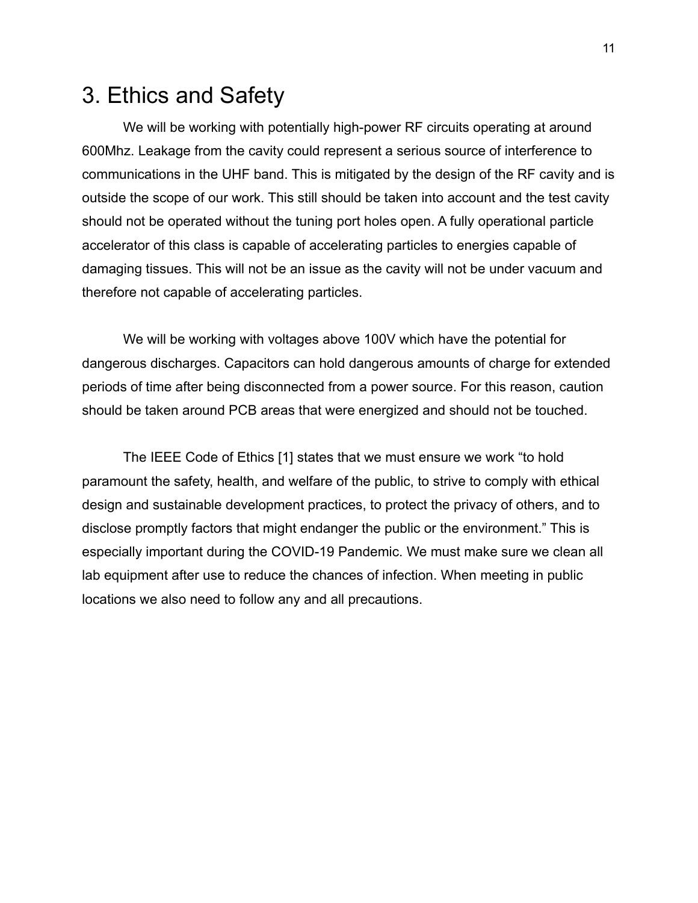# 3. Ethics and Safety

We will be working with potentially high-power RF circuits operating at around 600Mhz. Leakage from the cavity could represent a serious source of interference to communications in the UHF band. This is mitigated by the design of the RF cavity and is outside the scope of our work. This still should be taken into account and the test cavity should not be operated without the tuning port holes open. A fully operational particle accelerator of this class is capable of accelerating particles to energies capable of damaging tissues. This will not be an issue as the cavity will not be under vacuum and therefore not capable of accelerating particles.

We will be working with voltages above 100V which have the potential for dangerous discharges. Capacitors can hold dangerous amounts of charge for extended periods of time after being disconnected from a power source. For this reason, caution should be taken around PCB areas that were energized and should not be touched.

The IEEE Code of Ethics [1] states that we must ensure we work "to hold paramount the safety, health, and welfare of the public, to strive to comply with ethical design and sustainable development practices, to protect the privacy of others, and to disclose promptly factors that might endanger the public or the environment." This is especially important during the COVID-19 Pandemic. We must make sure we clean all lab equipment after use to reduce the chances of infection. When meeting in public locations we also need to follow any and all precautions.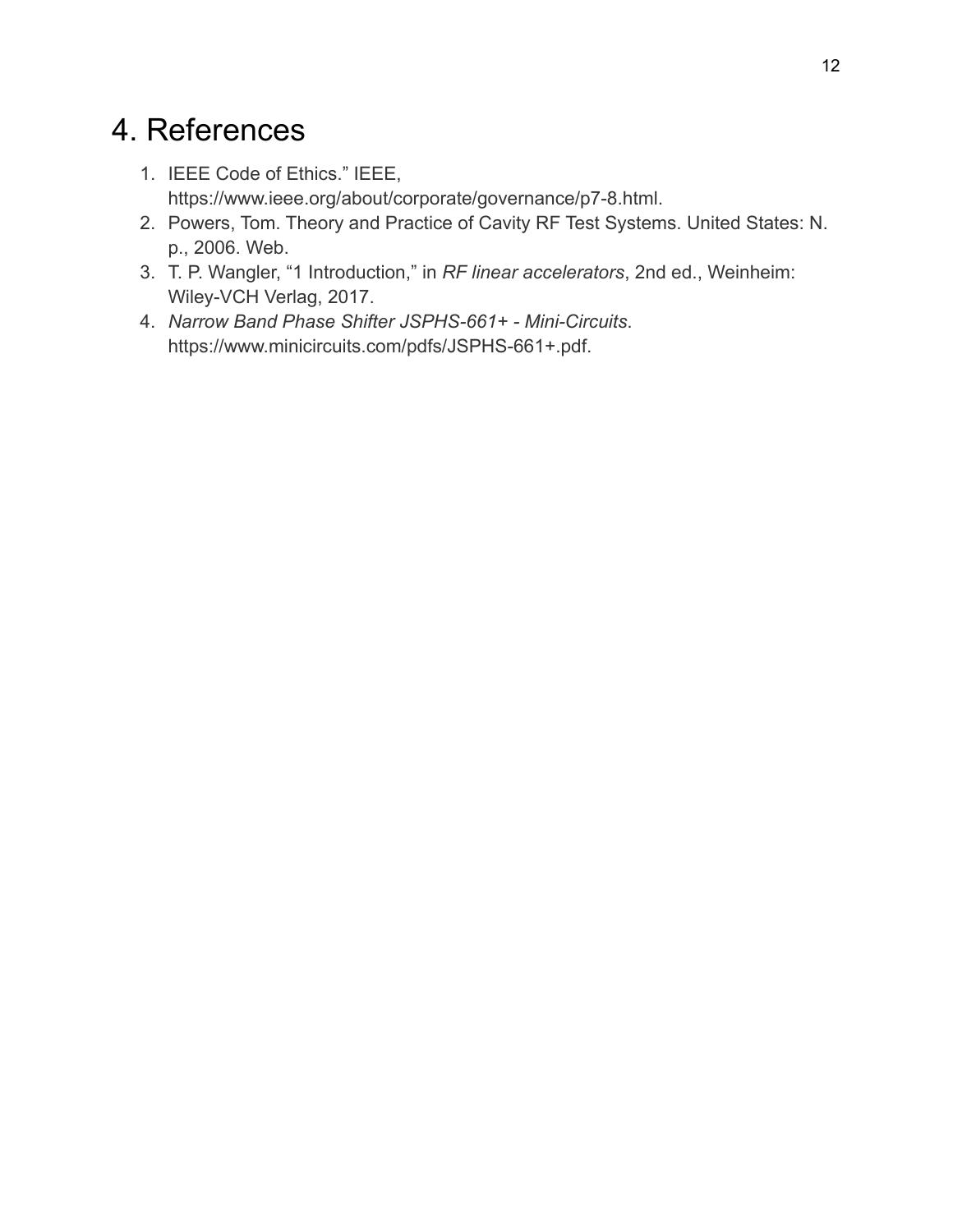# 4. References

1. IEEE Code of Ethics." IEEE, https://www.ieee.org/about/corporate/governance/p7-8.html.
2. Powers, Tom. Theory and Practice of Cavity RF Test Systems. United States: N. p., 2006. Web.
3. T. P. Wangler, "1 Introduction," in *RF linear accelerators*, 2nd ed., Weinheim: Wiley-VCH Verlag, 2017.
4. *Narrow Band Phase Shifter JSPHS-661+ - Mini-Circuits*. https://www.minicircuits.com/pdfs/JSPHS-661+.pdf.